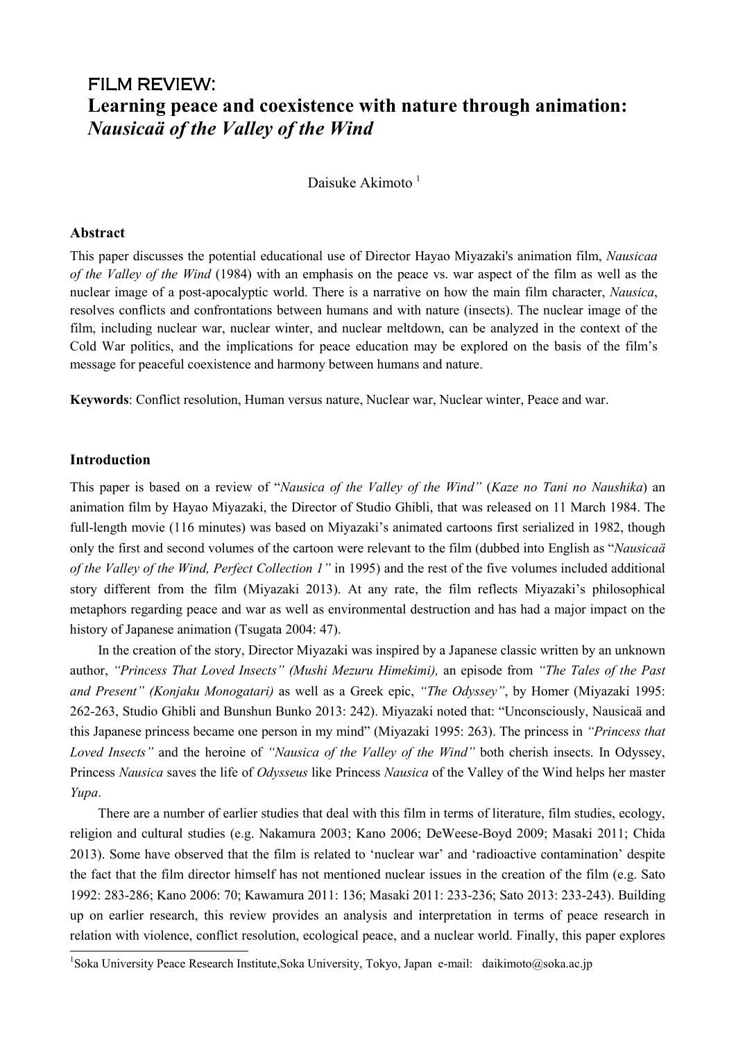FILM REVIEW:

# Learning peace and coexistence with nature through animation: *Nausicaä of the Valley of the Wind*

Daisuke Akimoto [1]

### Abstract

This paper discusses the potential educational use of Director Hayao Miyazaki's animation film, *Nausicaa of the Valley of the Wind* (1984) with an emphasis on the peace vs. war aspect of the film as well as the nuclear image of a post-apocalyptic world. There is a narrative on how the main film character, *Nausica*, resolves conflicts and confrontations between humans and with nature (insects). The nuclear image of the film, including nuclear war, nuclear winter, and nuclear meltdown, can be analyzed in the context of the Cold War politics, and the implications for peace education may be explored on the basis of the film's message for peaceful coexistence and harmony between humans and nature.

**Keywords**: Conflict resolution, Human versus nature, Nuclear war, Nuclear winter, Peace and war.

### Introduction

This paper is based on a review of "*Nausica of the Valley of the Wind*" (*Kaze no Tani no Naushika*) an animation film by Hayao Miyazaki, the Director of Studio Ghibli, that was released on 11 March 1984. The full-length movie (116 minutes) was based on Miyazaki's animated cartoons first serialized in 1982, though only the first and second volumes of the cartoon were relevant to the film (dubbed into English as "*Nausicaä of the Valley of the Wind, Perfect Collection 1"* in 1995) and the rest of the five volumes included additional story different from the film (Miyazaki 2013). At any rate, the film reflects Miyazaki's philosophical metaphors regarding peace and war as well as environmental destruction and has had a major impact on the history of Japanese animation (Tsugata 2004: 47).

In the creation of the story, Director Miyazaki was inspired by a Japanese classic written by an unknown author, *"Princess That Loved Insects" (Mushi Mezuru Himekimi),* an episode from *"The Tales of the Past and Present" (Konjaku Monogatari)* as well as a Greek epic, *"The Odyssey"*, by Homer (Miyazaki 1995: 262-263, Studio Ghibli and Bunshun Bunko 2013: 242). Miyazaki noted that: "Unconsciously, Nausicaä and this Japanese princess became one person in my mind" (Miyazaki 1995: 263). The princess in *"Princess that Loved Insects"* and the heroine of *"Nausica of the Valley of the Wind"* both cherish insects. In Odyssey, Princess *Nausica* saves the life of *Odysseus* like Princess *Nausica* of the Valley of the Wind helps her master *Yupa*.

There are a number of earlier studies that deal with this film in terms of literature, film studies, ecology, religion and cultural studies (e.g. Nakamura 2003; Kano 2006; DeWeese-Boyd 2009; Masaki 2011; Chida 2013). Some have observed that the film is related to 'nuclear war' and 'radioactive contamination' despite the fact that the film director himself has not mentioned nuclear issues in the creation of the film (e.g. Sato 1992: 283-286; Kano 2006: 70; Kawamura 2011: 136; Masaki 2011: 233-236; Sato 2013: 233-243). Building up on earlier research, this review provides an analysis and interpretation in terms of peace research in relation with violence, conflict resolution, ecological peace, and a nuclear world. Finally, this paper explores

[1] Soka University Peace Research Institute, Soka University, Tokyo, Japan e-mail: daikimoto@soka.ac.jp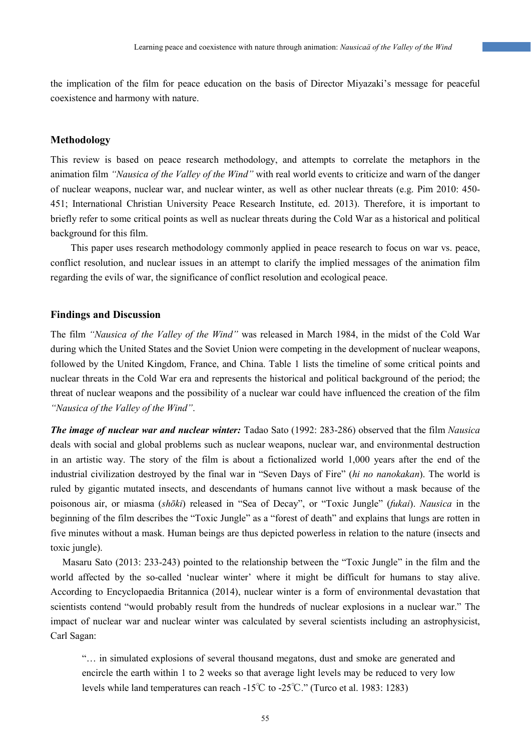the implication of the film for peace education on the basis of Director Miyazaki's message for peaceful coexistence and harmony with nature.

## Methodology

This review is based on peace research methodology, and attempts to correlate the metaphors in the animation film *"Nausica of the Valley of the Wind"* with real world events to criticize and warn of the danger of nuclear weapons, nuclear war, and nuclear winter, as well as other nuclear threats (e.g. Pim 2010: 450-451; International Christian University Peace Research Institute, ed. 2013). Therefore, it is important to briefly refer to some critical points as well as nuclear threats during the Cold War as a historical and political background for this film.

This paper uses research methodology commonly applied in peace research to focus on war vs. peace, conflict resolution, and nuclear issues in an attempt to clarify the implied messages of the animation film regarding the evils of war, the significance of conflict resolution and ecological peace.

## Findings and Discussion

The film *"Nausica of the Valley of the Wind"* was released in March 1984, in the midst of the Cold War during which the United States and the Soviet Union were competing in the development of nuclear weapons, followed by the United Kingdom, France, and China. Table 1 lists the timeline of some critical points and nuclear threats in the Cold War era and represents the historical and political background of the period; the threat of nuclear weapons and the possibility of a nuclear war could have influenced the creation of the film *"Nausica of the Valley of the Wind"*.

***The image of nuclear war and nuclear winter:*** Tadao Sato (1992: 283-286) observed that the film *Nausica* deals with social and global problems such as nuclear weapons, nuclear war, and environmental destruction in an artistic way. The story of the film is about a fictionalized world 1,000 years after the end of the industrial civilization destroyed by the final war in "Seven Days of Fire" (*hi no nanokakan*). The world is ruled by gigantic mutated insects, and descendants of humans cannot live without a mask because of the poisonous air, or miasma (*shōki*) released in "Sea of Decay", or "Toxic Jungle" (*fukai*). *Nausica* in the beginning of the film describes the "Toxic Jungle" as a "forest of death" and explains that lungs are rotten in five minutes without a mask. Human beings are thus depicted powerless in relation to the nature (insects and toxic jungle).

Masaru Sato (2013: 233-243) pointed to the relationship between the "Toxic Jungle" in the film and the world affected by the so-called 'nuclear winter' where it might be difficult for humans to stay alive. According to Encyclopaedia Britannica (2014), nuclear winter is a form of environmental devastation that scientists contend "would probably result from the hundreds of nuclear explosions in a nuclear war." The impact of nuclear war and nuclear winter was calculated by several scientists including an astrophysicist, Carl Sagan:

> "… in simulated explosions of several thousand megatons, dust and smoke are generated and encircle the earth within 1 to 2 weeks so that average light levels may be reduced to very low levels while land temperatures can reach -15℃ to -25℃." (Turco et al. 1983: 1283)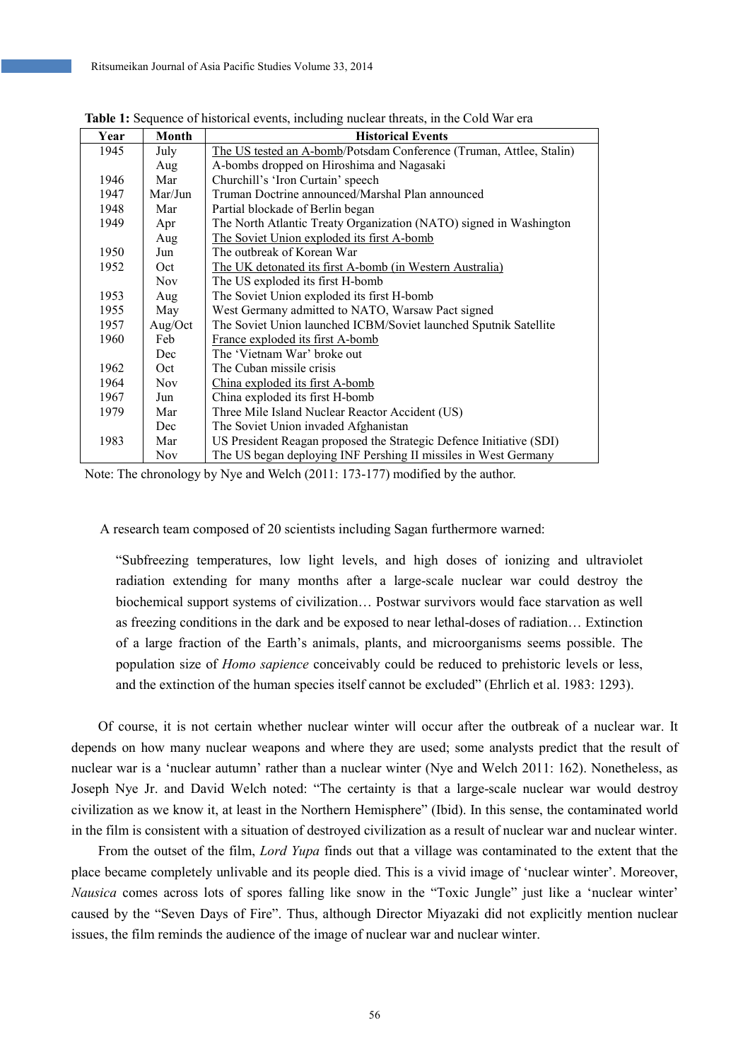**Table 1:** Sequence of historical events, including nuclear threats, in the Cold War era

| Year | Month | Historical Events |
|---|---|---|
| 1945 | July | The US tested an A-bomb/Potsdam Conference (Truman, Attlee, Stalin) |
| | Aug | A-bombs dropped on Hiroshima and Nagasaki |
| 1946 | Mar | Churchill's 'Iron Curtain' speech |
| 1947 | Mar/Jun | Truman Doctrine announced/Marshal Plan announced |
| 1948 | Mar | Partial blockade of Berlin began |
| 1949 | Apr | The North Atlantic Treaty Organization (NATO) signed in Washington |
| | Aug | The Soviet Union exploded its first A-bomb |
| 1950 | Jun | The outbreak of Korean War |
| 1952 | Oct | The UK detonated its first A-bomb (in Western Australia) |
| | Nov | The US exploded its first H-bomb |
| 1953 | Aug | The Soviet Union exploded its first H-bomb |
| 1955 | May | West Germany admitted to NATO, Warsaw Pact signed |
| 1957 | Aug/Oct | The Soviet Union launched ICBM/Soviet launched Sputnik Satellite |
| 1960 | Feb | France exploded its first A-bomb |
| | Dec | The 'Vietnam War' broke out |
| 1962 | Oct | The Cuban missile crisis |
| 1964 | Nov | China exploded its first A-bomb |
| 1967 | Jun | China exploded its first H-bomb |
| 1979 | Mar | Three Mile Island Nuclear Reactor Accident (US) |
| | Dec | The Soviet Union invaded Afghanistan |
| 1983 | Mar | US President Reagan proposed the Strategic Defence Initiative (SDI) |
| | Nov | The US began deploying INF Pershing II missiles in West Germany |

Note: The chronology by Nye and Welch (2011: 173-177) modified by the author.

A research team composed of 20 scientists including Sagan furthermore warned:

> "Subfreezing temperatures, low light levels, and high doses of ionizing and ultraviolet radiation extending for many months after a large-scale nuclear war could destroy the biochemical support systems of civilization… Postwar survivors would face starvation as well as freezing conditions in the dark and be exposed to near lethal-doses of radiation… Extinction of a large fraction of the Earth's animals, plants, and microorganisms seems possible. The population size of *Homo sapience* conceivably could be reduced to prehistoric levels or less, and the extinction of the human species itself cannot be excluded" (Ehrlich et al. 1983: 1293).

Of course, it is not certain whether nuclear winter will occur after the outbreak of a nuclear war. It depends on how many nuclear weapons and where they are used; some analysts predict that the result of nuclear war is a 'nuclear autumn' rather than a nuclear winter (Nye and Welch 2011: 162). Nonetheless, as Joseph Nye Jr. and David Welch noted: "The certainty is that a large-scale nuclear war would destroy civilization as we know it, at least in the Northern Hemisphere" (Ibid). In this sense, the contaminated world in the film is consistent with a situation of destroyed civilization as a result of nuclear war and nuclear winter.

From the outset of the film, *Lord Yupa* finds out that a village was contaminated to the extent that the place became completely unlivable and its people died. This is a vivid image of 'nuclear winter'. Moreover, *Nausica* comes across lots of spores falling like snow in the "Toxic Jungle" just like a 'nuclear winter' caused by the "Seven Days of Fire". Thus, although Director Miyazaki did not explicitly mention nuclear issues, the film reminds the audience of the image of nuclear war and nuclear winter.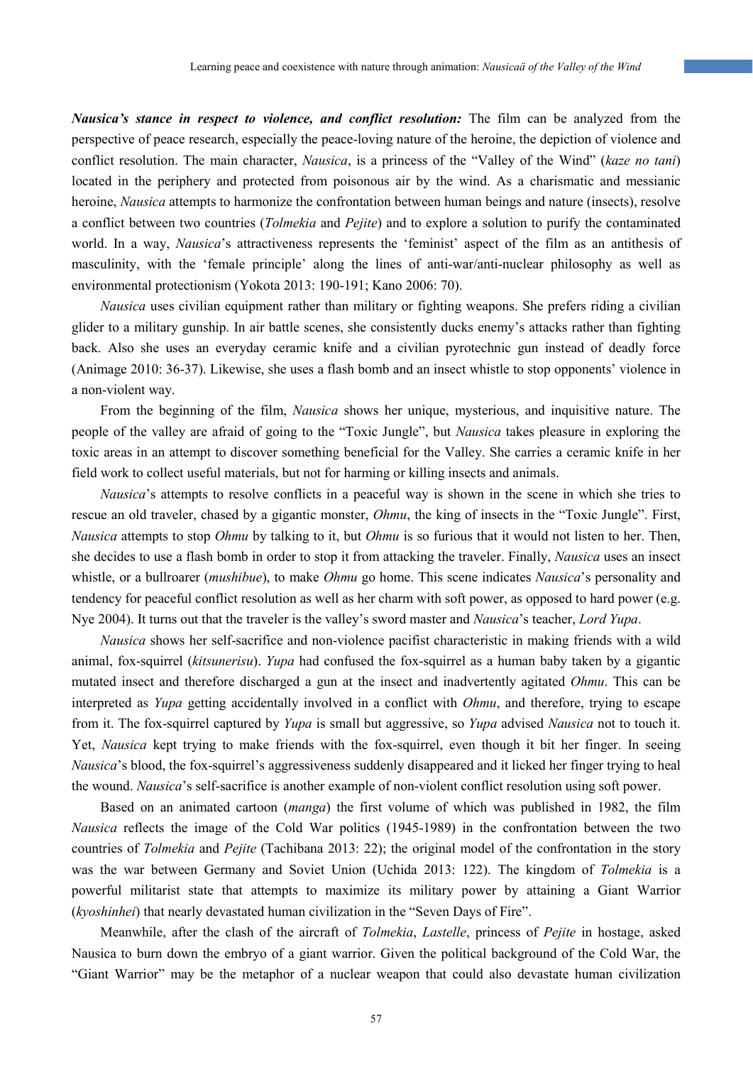***Nausica's stance in respect to violence, and conflict resolution:*** The film can be analyzed from the perspective of peace research, especially the peace-loving nature of the heroine, the depiction of violence and conflict resolution. The main character, *Nausica*, is a princess of the "Valley of the Wind" (*kaze no tani*) located in the periphery and protected from poisonous air by the wind. As a charismatic and messianic heroine, *Nausica* attempts to harmonize the confrontation between human beings and nature (insects), resolve a conflict between two countries (*Tolmekia* and *Pejite*) and to explore a solution to purify the contaminated world. In a way, *Nausica*'s attractiveness represents the 'feminist' aspect of the film as an antithesis of masculinity, with the 'female principle' along the lines of anti-war/anti-nuclear philosophy as well as environmental protectionism (Yokota 2013: 190-191; Kano 2006: 70).

*Nausica* uses civilian equipment rather than military or fighting weapons. She prefers riding a civilian glider to a military gunship. In air battle scenes, she consistently ducks enemy's attacks rather than fighting back. Also she uses an everyday ceramic knife and a civilian pyrotechnic gun instead of deadly force (Animage 2010: 36-37). Likewise, she uses a flash bomb and an insect whistle to stop opponents' violence in a non-violent way.

From the beginning of the film, *Nausica* shows her unique, mysterious, and inquisitive nature. The people of the valley are afraid of going to the "Toxic Jungle", but *Nausica* takes pleasure in exploring the toxic areas in an attempt to discover something beneficial for the Valley. She carries a ceramic knife in her field work to collect useful materials, but not for harming or killing insects and animals.

*Nausica*'s attempts to resolve conflicts in a peaceful way is shown in the scene in which she tries to rescue an old traveler, chased by a gigantic monster, *Ohmu*, the king of insects in the "Toxic Jungle". First, *Nausica* attempts to stop *Ohmu* by talking to it, but *Ohmu* is so furious that it would not listen to her. Then, she decides to use a flash bomb in order to stop it from attacking the traveler. Finally, *Nausica* uses an insect whistle, or a bullroarer (*mushibue*), to make *Ohmu* go home. This scene indicates *Nausica*'s personality and tendency for peaceful conflict resolution as well as her charm with soft power, as opposed to hard power (e.g. Nye 2004). It turns out that the traveler is the valley's sword master and *Nausica*'s teacher, *Lord Yupa*.

*Nausica* shows her self-sacrifice and non-violence pacifist characteristic in making friends with a wild animal, fox-squirrel (*kitsunerisu*). *Yupa* had confused the fox-squirrel as a human baby taken by a gigantic mutated insect and therefore discharged a gun at the insect and inadvertently agitated *Ohmu*. This can be interpreted as *Yupa* getting accidentally involved in a conflict with *Ohmu*, and therefore, trying to escape from it. The fox-squirrel captured by *Yupa* is small but aggressive, so *Yupa* advised *Nausica* not to touch it. Yet, *Nausica* kept trying to make friends with the fox-squirrel, even though it bit her finger. In seeing *Nausica*'s blood, the fox-squirrel's aggressiveness suddenly disappeared and it licked her finger trying to heal the wound. *Nausica*'s self-sacrifice is another example of non-violent conflict resolution using soft power.

Based on an animated cartoon (*manga*) the first volume of which was published in 1982, the film *Nausica* reflects the image of the Cold War politics (1945-1989) in the confrontation between the two countries of *Tolmekia* and *Pejite* (Tachibana 2013: 22); the original model of the confrontation in the story was the war between Germany and Soviet Union (Uchida 2013: 122). The kingdom of *Tolmekia* is a powerful militarist state that attempts to maximize its military power by attaining a Giant Warrior (*kyoshinhei*) that nearly devastated human civilization in the "Seven Days of Fire".

Meanwhile, after the clash of the aircraft of *Tolmekia*, *Lastelle*, princess of *Pejite* in hostage, asked Nausica to burn down the embryo of a giant warrior. Given the political background of the Cold War, the "Giant Warrior" may be the metaphor of a nuclear weapon that could also devastate human civilization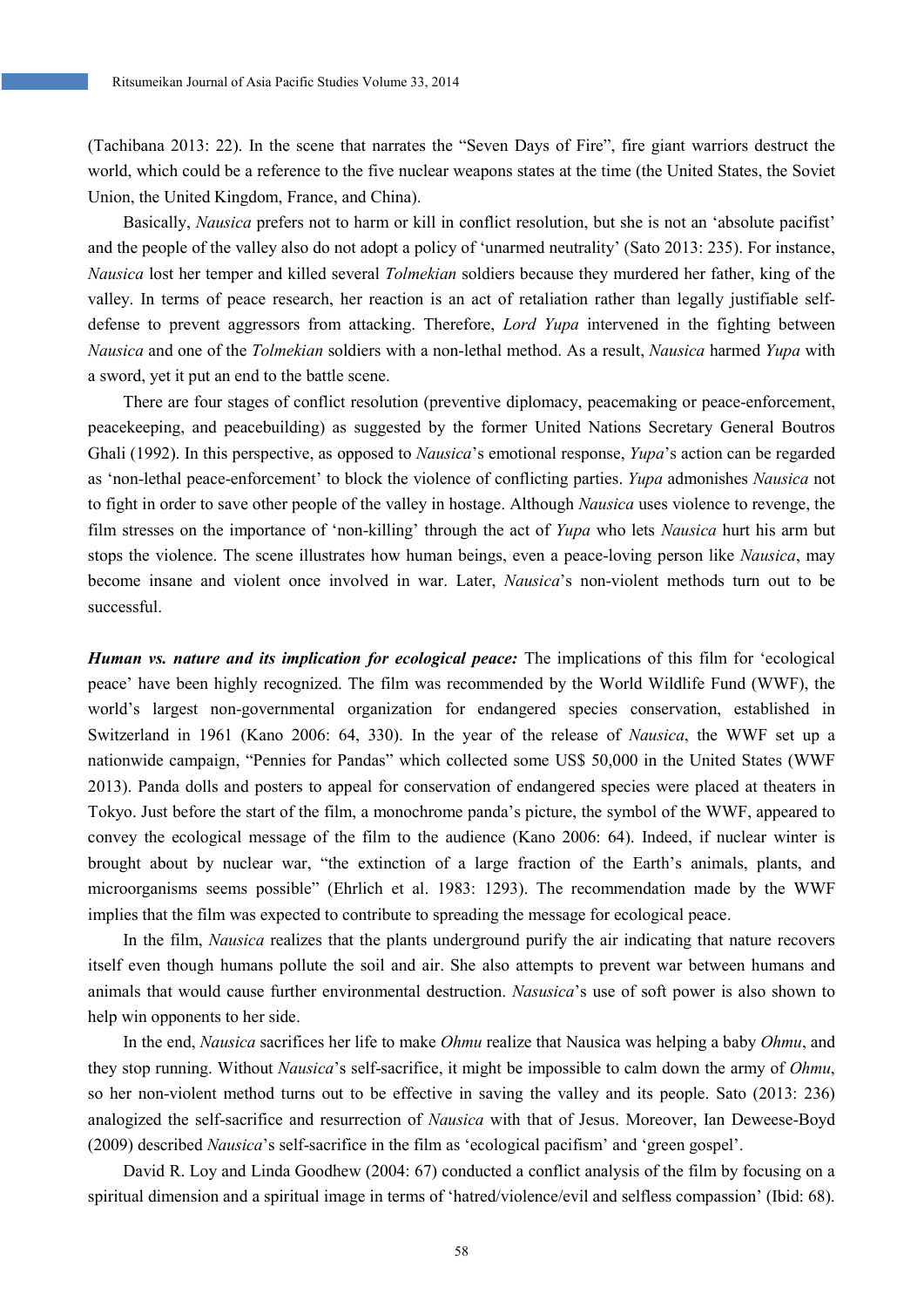(Tachibana 2013: 22). In the scene that narrates the "Seven Days of Fire", fire giant warriors destruct the world, which could be a reference to the five nuclear weapons states at the time (the United States, the Soviet Union, the United Kingdom, France, and China).

Basically, *Nausica* prefers not to harm or kill in conflict resolution, but she is not an 'absolute pacifist' and the people of the valley also do not adopt a policy of 'unarmed neutrality' (Sato 2013: 235). For instance, *Nausica* lost her temper and killed several *Tolmekian* soldiers because they murdered her father, king of the valley. In terms of peace research, her reaction is an act of retaliation rather than legally justifiable self-defense to prevent aggressors from attacking. Therefore, *Lord Yupa* intervened in the fighting between *Nausica* and one of the *Tolmekian* soldiers with a non-lethal method. As a result, *Nausica* harmed *Yupa* with a sword, yet it put an end to the battle scene.

There are four stages of conflict resolution (preventive diplomacy, peacemaking or peace-enforcement, peacekeeping, and peacebuilding) as suggested by the former United Nations Secretary General Boutros Ghali (1992). In this perspective, as opposed to *Nausica*'s emotional response, *Yupa*'s action can be regarded as 'non-lethal peace-enforcement' to block the violence of conflicting parties. *Yupa* admonishes *Nausica* not to fight in order to save other people of the valley in hostage. Although *Nausica* uses violence to revenge, the film stresses on the importance of 'non-killing' through the act of *Yupa* who lets *Nausica* hurt his arm but stops the violence. The scene illustrates how human beings, even a peace-loving person like *Nausica*, may become insane and violent once involved in war. Later, *Nausica*'s non-violent methods turn out to be successful.

***Human vs. nature and its implication for ecological peace:*** The implications of this film for 'ecological peace' have been highly recognized. The film was recommended by the World Wildlife Fund (WWF), the world's largest non-governmental organization for endangered species conservation, established in Switzerland in 1961 (Kano 2006: 64, 330). In the year of the release of *Nausica*, the WWF set up a nationwide campaign, "Pennies for Pandas" which collected some US$ 50,000 in the United States (WWF 2013). Panda dolls and posters to appeal for conservation of endangered species were placed at theaters in Tokyo. Just before the start of the film, a monochrome panda's picture, the symbol of the WWF, appeared to convey the ecological message of the film to the audience (Kano 2006: 64). Indeed, if nuclear winter is brought about by nuclear war, "the extinction of a large fraction of the Earth's animals, plants, and microorganisms seems possible" (Ehrlich et al. 1983: 1293). The recommendation made by the WWF implies that the film was expected to contribute to spreading the message for ecological peace.

In the film, *Nausica* realizes that the plants underground purify the air indicating that nature recovers itself even though humans pollute the soil and air. She also attempts to prevent war between humans and animals that would cause further environmental destruction. *Nasusica*'s use of soft power is also shown to help win opponents to her side.

In the end, *Nausica* sacrifices her life to make *Ohmu* realize that Nausica was helping a baby *Ohmu*, and they stop running. Without *Nausica*'s self-sacrifice, it might be impossible to calm down the army of *Ohmu*, so her non-violent method turns out to be effective in saving the valley and its people. Sato (2013: 236) analogized the self-sacrifice and resurrection of *Nausica* with that of Jesus. Moreover, Ian Deweese-Boyd (2009) described *Nausica*'s self-sacrifice in the film as 'ecological pacifism' and 'green gospel'.

David R. Loy and Linda Goodhew (2004: 67) conducted a conflict analysis of the film by focusing on a spiritual dimension and a spiritual image in terms of 'hatred/violence/evil and selfless compassion' (Ibid: 68).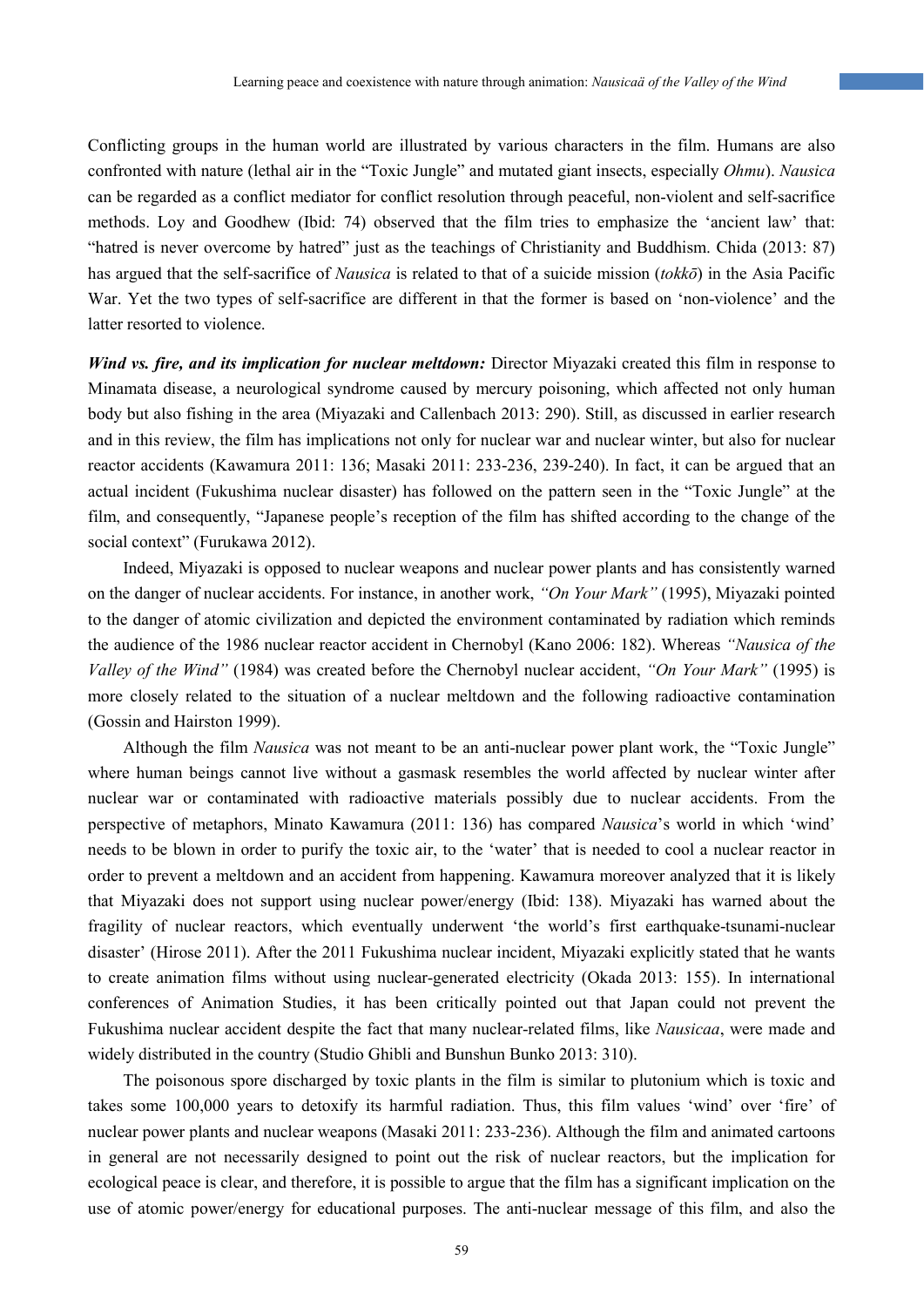Conflicting groups in the human world are illustrated by various characters in the film. Humans are also confronted with nature (lethal air in the "Toxic Jungle" and mutated giant insects, especially *Ohmu*). *Nausica* can be regarded as a conflict mediator for conflict resolution through peaceful, non-violent and self-sacrifice methods. Loy and Goodhew (Ibid: 74) observed that the film tries to emphasize the 'ancient law' that: "hatred is never overcome by hatred" just as the teachings of Christianity and Buddhism. Chida (2013: 87) has argued that the self-sacrifice of *Nausica* is related to that of a suicide mission (*tokkō*) in the Asia Pacific War. Yet the two types of self-sacrifice are different in that the former is based on 'non-violence' and the latter resorted to violence.

***Wind vs. fire, and its implication for nuclear meltdown:*** Director Miyazaki created this film in response to Minamata disease, a neurological syndrome caused by mercury poisoning, which affected not only human body but also fishing in the area (Miyazaki and Callenbach 2013: 290). Still, as discussed in earlier research and in this review, the film has implications not only for nuclear war and nuclear winter, but also for nuclear reactor accidents (Kawamura 2011: 136; Masaki 2011: 233-236, 239-240). In fact, it can be argued that an actual incident (Fukushima nuclear disaster) has followed on the pattern seen in the "Toxic Jungle" at the film, and consequently, "Japanese people's reception of the film has shifted according to the change of the social context" (Furukawa 2012).

Indeed, Miyazaki is opposed to nuclear weapons and nuclear power plants and has consistently warned on the danger of nuclear accidents. For instance, in another work, *"On Your Mark"* (1995), Miyazaki pointed to the danger of atomic civilization and depicted the environment contaminated by radiation which reminds the audience of the 1986 nuclear reactor accident in Chernobyl (Kano 2006: 182). Whereas *"Nausica of the Valley of the Wind"* (1984) was created before the Chernobyl nuclear accident, *"On Your Mark"* (1995) is more closely related to the situation of a nuclear meltdown and the following radioactive contamination (Gossin and Hairston 1999).

Although the film *Nausica* was not meant to be an anti-nuclear power plant work, the "Toxic Jungle" where human beings cannot live without a gasmask resembles the world affected by nuclear winter after nuclear war or contaminated with radioactive materials possibly due to nuclear accidents. From the perspective of metaphors, Minato Kawamura (2011: 136) has compared *Nausica*'s world in which 'wind' needs to be blown in order to purify the toxic air, to the 'water' that is needed to cool a nuclear reactor in order to prevent a meltdown and an accident from happening. Kawamura moreover analyzed that it is likely that Miyazaki does not support using nuclear power/energy (Ibid: 138). Miyazaki has warned about the fragility of nuclear reactors, which eventually underwent 'the world's first earthquake-tsunami-nuclear disaster' (Hirose 2011). After the 2011 Fukushima nuclear incident, Miyazaki explicitly stated that he wants to create animation films without using nuclear-generated electricity (Okada 2013: 155). In international conferences of Animation Studies, it has been critically pointed out that Japan could not prevent the Fukushima nuclear accident despite the fact that many nuclear-related films, like *Nausicaa*, were made and widely distributed in the country (Studio Ghibli and Bunshun Bunko 2013: 310).

The poisonous spore discharged by toxic plants in the film is similar to plutonium which is toxic and takes some 100,000 years to detoxify its harmful radiation. Thus, this film values 'wind' over 'fire' of nuclear power plants and nuclear weapons (Masaki 2011: 233-236). Although the film and animated cartoons in general are not necessarily designed to point out the risk of nuclear reactors, but the implication for ecological peace is clear, and therefore, it is possible to argue that the film has a significant implication on the use of atomic power/energy for educational purposes. The anti-nuclear message of this film, and also the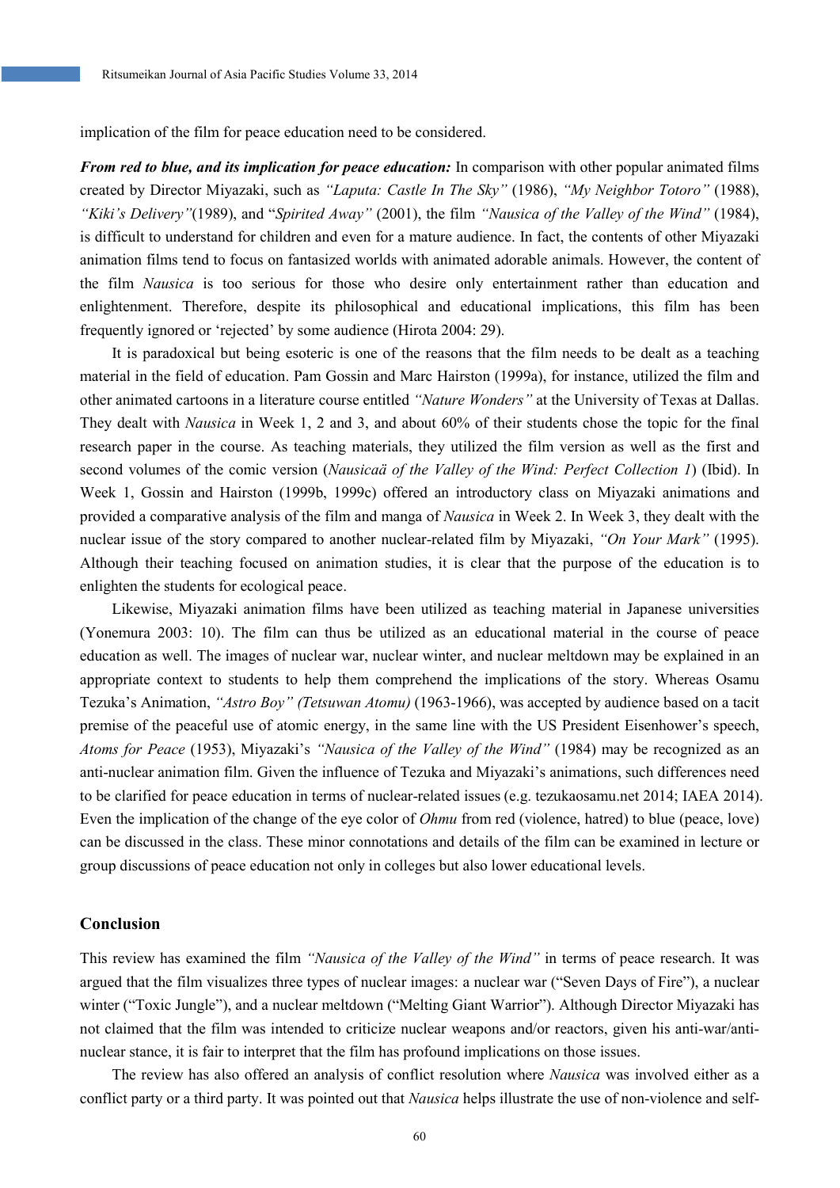implication of the film for peace education need to be considered.

***From red to blue, and its implication for peace education:*** In comparison with other popular animated films created by Director Miyazaki, such as *"Laputa: Castle In The Sky"* (1986), *"My Neighbor Totoro"* (1988), *"Kiki's Delivery"*(1989), and "*Spirited Away"* (2001), the film *"Nausica of the Valley of the Wind"* (1984), is difficult to understand for children and even for a mature audience. In fact, the contents of other Miyazaki animation films tend to focus on fantasized worlds with animated adorable animals. However, the content of the film *Nausica* is too serious for those who desire only entertainment rather than education and enlightenment. Therefore, despite its philosophical and educational implications, this film has been frequently ignored or 'rejected' by some audience (Hirota 2004: 29).

It is paradoxical but being esoteric is one of the reasons that the film needs to be dealt as a teaching material in the field of education. Pam Gossin and Marc Hairston (1999a), for instance, utilized the film and other animated cartoons in a literature course entitled *"Nature Wonders"* at the University of Texas at Dallas. They dealt with *Nausica* in Week 1, 2 and 3, and about 60% of their students chose the topic for the final research paper in the course. As teaching materials, they utilized the film version as well as the first and second volumes of the comic version (*Nausicaä of the Valley of the Wind: Perfect Collection 1*) (Ibid). In Week 1, Gossin and Hairston (1999b, 1999c) offered an introductory class on Miyazaki animations and provided a comparative analysis of the film and manga of *Nausica* in Week 2. In Week 3, they dealt with the nuclear issue of the story compared to another nuclear-related film by Miyazaki, *"On Your Mark"* (1995). Although their teaching focused on animation studies, it is clear that the purpose of the education is to enlighten the students for ecological peace.

Likewise, Miyazaki animation films have been utilized as teaching material in Japanese universities (Yonemura 2003: 10). The film can thus be utilized as an educational material in the course of peace education as well. The images of nuclear war, nuclear winter, and nuclear meltdown may be explained in an appropriate context to students to help them comprehend the implications of the story. Whereas Osamu Tezuka's Animation, *"Astro Boy" (Tetsuwan Atomu)* (1963-1966), was accepted by audience based on a tacit premise of the peaceful use of atomic energy, in the same line with the US President Eisenhower's speech, *Atoms for Peace* (1953), Miyazaki's *"Nausica of the Valley of the Wind"* (1984) may be recognized as an anti-nuclear animation film. Given the influence of Tezuka and Miyazaki's animations, such differences need to be clarified for peace education in terms of nuclear-related issues (e.g. tezukaosamu.net 2014; IAEA 2014). Even the implication of the change of the eye color of *Ohmu* from red (violence, hatred) to blue (peace, love) can be discussed in the class. These minor connotations and details of the film can be examined in lecture or group discussions of peace education not only in colleges but also lower educational levels.

## Conclusion

This review has examined the film *"Nausica of the Valley of the Wind"* in terms of peace research. It was argued that the film visualizes three types of nuclear images: a nuclear war ("Seven Days of Fire"), a nuclear winter ("Toxic Jungle"), and a nuclear meltdown ("Melting Giant Warrior"). Although Director Miyazaki has not claimed that the film was intended to criticize nuclear weapons and/or reactors, given his anti-war/anti-nuclear stance, it is fair to interpret that the film has profound implications on those issues.

The review has also offered an analysis of conflict resolution where *Nausica* was involved either as a conflict party or a third party. It was pointed out that *Nausica* helps illustrate the use of non-violence and self-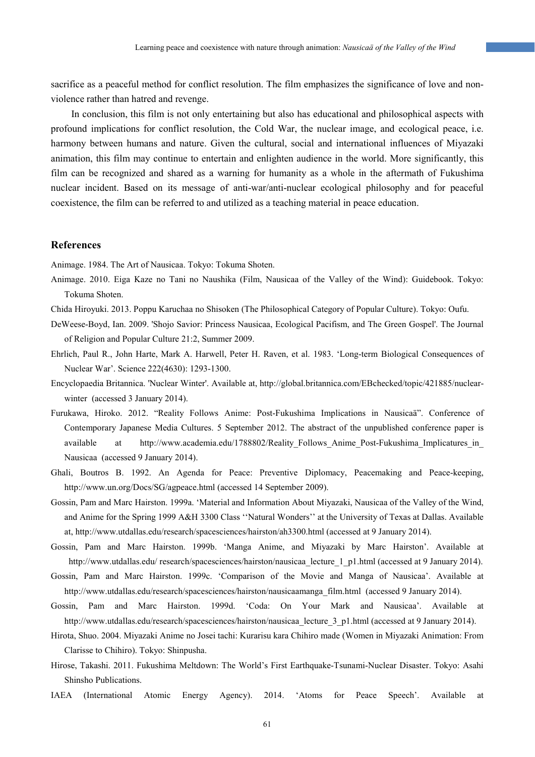sacrifice as a peaceful method for conflict resolution. The film emphasizes the significance of love and non-violence rather than hatred and revenge.

In conclusion, this film is not only entertaining but also has educational and philosophical aspects with profound implications for conflict resolution, the Cold War, the nuclear image, and ecological peace, i.e. harmony between humans and nature. Given the cultural, social and international influences of Miyazaki animation, this film may continue to entertain and enlighten audience in the world. More significantly, this film can be recognized and shared as a warning for humanity as a whole in the aftermath of Fukushima nuclear incident. Based on its message of anti-war/anti-nuclear ecological philosophy and for peaceful coexistence, the film can be referred to and utilized as a teaching material in peace education.

## References

Animage. 1984. The Art of Nausicaa. Tokyo: Tokuma Shoten.

Animage. 2010. Eiga Kaze no Tani no Naushika (Film, Nausicaa of the Valley of the Wind): Guidebook. Tokyo: Tokuma Shoten.

Chida Hiroyuki. 2013. Poppu Karuchaa no Shisoken (The Philosophical Category of Popular Culture). Tokyo: Oufu.

DeWeese-Boyd, Ian. 2009. 'Shojo Savior: Princess Nausicaa, Ecological Pacifism, and The Green Gospel'. The Journal of Religion and Popular Culture 21:2, Summer 2009.

Ehrlich, Paul R., John Harte, Mark A. Harwell, Peter H. Raven, et al. 1983. 'Long-term Biological Consequences of Nuclear War'. Science 222(4630): 1293-1300.

Encyclopaedia Britannica. 'Nuclear Winter'. Available at, http://global.britannica.com/EBchecked/topic/421885/nuclear-winter (accessed 3 January 2014).

Furukawa, Hiroko. 2012. "Reality Follows Anime: Post-Fukushima Implications in Nausicaä". Conference of Contemporary Japanese Media Cultures. 5 September 2012. The abstract of the unpublished conference paper is available at http://www.academia.edu/1788802/Reality_Follows_Anime_Post-Fukushima_Implicatures_in_Nausicaa (accessed 9 January 2014).

Ghali, Boutros B. 1992. An Agenda for Peace: Preventive Diplomacy, Peacemaking and Peace-keeping, http://www.un.org/Docs/SG/agpeace.html (accessed 14 September 2009).

Gossin, Pam and Marc Hairston. 1999a. 'Material and Information About Miyazaki, Nausicaa of the Valley of the Wind, and Anime for the Spring 1999 A&H 3300 Class ''Natural Wonders'' at the University of Texas at Dallas. Available at, http://www.utdallas.edu/research/spacesciences/hairston/ah3300.html (accessed at 9 January 2014).

Gossin, Pam and Marc Hairston. 1999b. 'Manga Anime, and Miyazaki by Marc Hairston'. Available at http://www.utdallas.edu/ research/spacesciences/hairston/nausicaa_lecture_1_p1.html (accessed at 9 January 2014).

Gossin, Pam and Marc Hairston. 1999c. 'Comparison of the Movie and Manga of Nausicaa'. Available at http://www.utdallas.edu/research/spacesciences/hairston/nausicaamanga_film.html (accessed 9 January 2014).

Gossin, Pam and Marc Hairston. 1999d. 'Coda: On Your Mark and Nausicaa'. Available at http://www.utdallas.edu/research/spacesciences/hairston/nausicaa_lecture_3_p1.html (accessed at 9 January 2014).

Hirota, Shuo. 2004. Miyazaki Anime no Josei tachi: Kurarisu kara Chihiro made (Women in Miyazaki Animation: From Clarisse to Chihiro). Tokyo: Shinpusha.

Hirose, Takashi. 2011. Fukushima Meltdown: The World's First Earthquake-Tsunami-Nuclear Disaster. Tokyo: Asahi Shinsho Publications.

IAEA (International Atomic Energy Agency). 2014. 'Atoms for Peace Speech'. Available at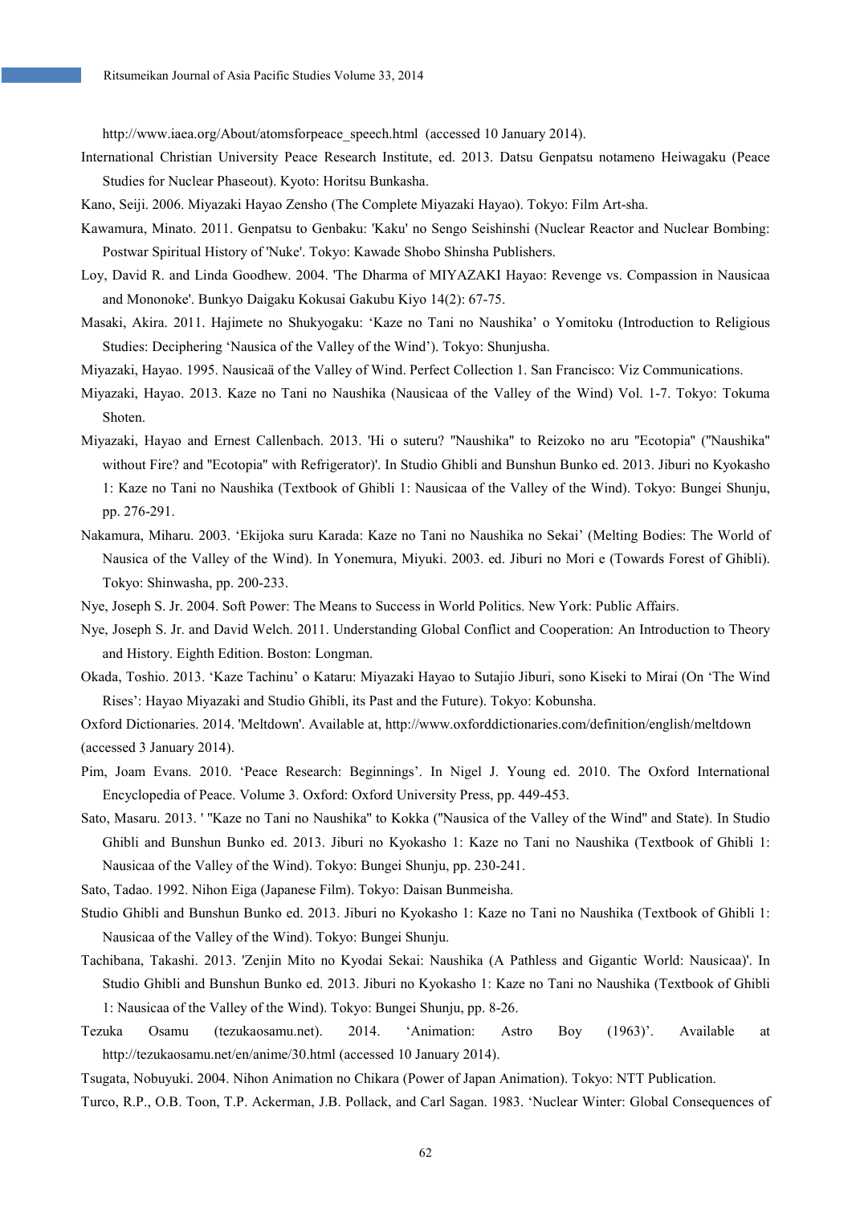http://www.iaea.org/About/atomsforpeace_speech.html (accessed 10 January 2014).

International Christian University Peace Research Institute, ed. 2013. Datsu Genpatsu notameno Heiwagaku (Peace Studies for Nuclear Phaseout). Kyoto: Horitsu Bunkasha.

Kano, Seiji. 2006. Miyazaki Hayao Zensho (The Complete Miyazaki Hayao). Tokyo: Film Art-sha.

Kawamura, Minato. 2011. Genpatsu to Genbaku: 'Kaku' no Sengo Seishinshi (Nuclear Reactor and Nuclear Bombing: Postwar Spiritual History of 'Nuke'. Tokyo: Kawade Shobo Shinsha Publishers.

Loy, David R. and Linda Goodhew. 2004. 'The Dharma of MIYAZAKI Hayao: Revenge vs. Compassion in Nausicaa and Mononoke'. Bunkyo Daigaku Kokusai Gakubu Kiyo 14(2): 67-75.

Masaki, Akira. 2011. Hajimete no Shukyogaku: 'Kaze no Tani no Naushika' o Yomitoku (Introduction to Religious Studies: Deciphering 'Nausica of the Valley of the Wind'). Tokyo: Shunjusha.

Miyazaki, Hayao. 1995. Nausicaä of the Valley of Wind. Perfect Collection 1. San Francisco: Viz Communications.

Miyazaki, Hayao. 2013. Kaze no Tani no Naushika (Nausicaa of the Valley of the Wind) Vol. 1-7. Tokyo: Tokuma Shoten.

Miyazaki, Hayao and Ernest Callenbach. 2013. 'Hi o suteru? "Naushika" to Reizoko no aru "Ecotopia" ("Naushika" without Fire? and "Ecotopia" with Refrigerator)'. In Studio Ghibli and Bunshun Bunko ed. 2013. Jiburi no Kyokasho 1: Kaze no Tani no Naushika (Textbook of Ghibli 1: Nausicaa of the Valley of the Wind). Tokyo: Bungei Shunju, pp. 276-291.

Nakamura, Miharu. 2003. 'Ekijoka suru Karada: Kaze no Tani no Naushika no Sekai' (Melting Bodies: The World of Nausica of the Valley of the Wind). In Yonemura, Miyuki. 2003. ed. Jiburi no Mori e (Towards Forest of Ghibli). Tokyo: Shinwasha, pp. 200-233.

Nye, Joseph S. Jr. 2004. Soft Power: The Means to Success in World Politics. New York: Public Affairs.

Nye, Joseph S. Jr. and David Welch. 2011. Understanding Global Conflict and Cooperation: An Introduction to Theory and History. Eighth Edition. Boston: Longman.

Okada, Toshio. 2013. 'Kaze Tachinu' o Kataru: Miyazaki Hayao to Sutajio Jiburi, sono Kiseki to Mirai (On 'The Wind Rises': Hayao Miyazaki and Studio Ghibli, its Past and the Future). Tokyo: Kobunsha.

Oxford Dictionaries. 2014. 'Meltdown'. Available at, http://www.oxforddictionaries.com/definition/english/meltdown (accessed 3 January 2014).

Pim, Joam Evans. 2010. 'Peace Research: Beginnings'. In Nigel J. Young ed. 2010. The Oxford International Encyclopedia of Peace. Volume 3. Oxford: Oxford University Press, pp. 449-453.

Sato, Masaru. 2013. ' "Kaze no Tani no Naushika" to Kokka ("Nausica of the Valley of the Wind" and State). In Studio Ghibli and Bunshun Bunko ed. 2013. Jiburi no Kyokasho 1: Kaze no Tani no Naushika (Textbook of Ghibli 1: Nausicaa of the Valley of the Wind). Tokyo: Bungei Shunju, pp. 230-241.

Sato, Tadao. 1992. Nihon Eiga (Japanese Film). Tokyo: Daisan Bunmeisha.

Studio Ghibli and Bunshun Bunko ed. 2013. Jiburi no Kyokasho 1: Kaze no Tani no Naushika (Textbook of Ghibli 1: Nausicaa of the Valley of the Wind). Tokyo: Bungei Shunju.

Tachibana, Takashi. 2013. 'Zenjin Mito no Kyodai Sekai: Naushika (A Pathless and Gigantic World: Nausicaa)'. In Studio Ghibli and Bunshun Bunko ed. 2013. Jiburi no Kyokasho 1: Kaze no Tani no Naushika (Textbook of Ghibli 1: Nausicaa of the Valley of the Wind). Tokyo: Bungei Shunju, pp. 8-26.

Tezuka Osamu (tezukaosamu.net). 2014. 'Animation: Astro Boy (1963)'. Available at http://tezukaosamu.net/en/anime/30.html (accessed 10 January 2014).

Tsugata, Nobuyuki. 2004. Nihon Animation no Chikara (Power of Japan Animation). Tokyo: NTT Publication.

Turco, R.P., O.B. Toon, T.P. Ackerman, J.B. Pollack, and Carl Sagan. 1983. 'Nuclear Winter: Global Consequences of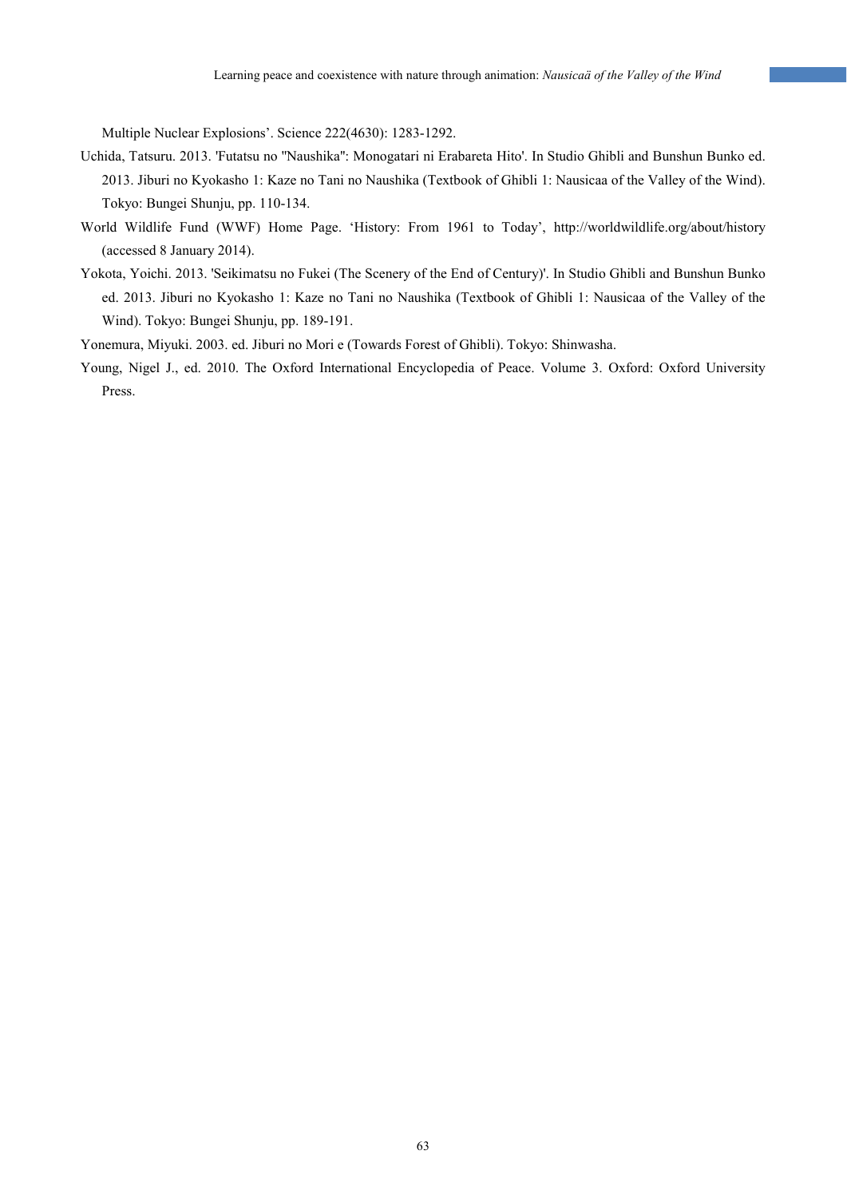Multiple Nuclear Explosions’. Science 222(4630): 1283-1292.

Uchida, Tatsuru. 2013. 'Futatsu no "Naushika": Monogatari ni Erabareta Hito'. In Studio Ghibli and Bunshun Bunko ed. 2013. Jiburi no Kyokasho 1: Kaze no Tani no Naushika (Textbook of Ghibli 1: Nausicaa of the Valley of the Wind). Tokyo: Bungei Shunju, pp. 110-134.

World Wildlife Fund (WWF) Home Page. ‘History: From 1961 to Today’, http://worldwildlife.org/about/history (accessed 8 January 2014).

Yokota, Yoichi. 2013. 'Seikimatsu no Fukei (The Scenery of the End of Century)'. In Studio Ghibli and Bunshun Bunko ed. 2013. Jiburi no Kyokasho 1: Kaze no Tani no Naushika (Textbook of Ghibli 1: Nausicaa of the Valley of the Wind). Tokyo: Bungei Shunju, pp. 189-191.

Yonemura, Miyuki. 2003. ed. Jiburi no Mori e (Towards Forest of Ghibli). Tokyo: Shinwasha.

Young, Nigel J., ed. 2010. The Oxford International Encyclopedia of Peace. Volume 3. Oxford: Oxford University Press.